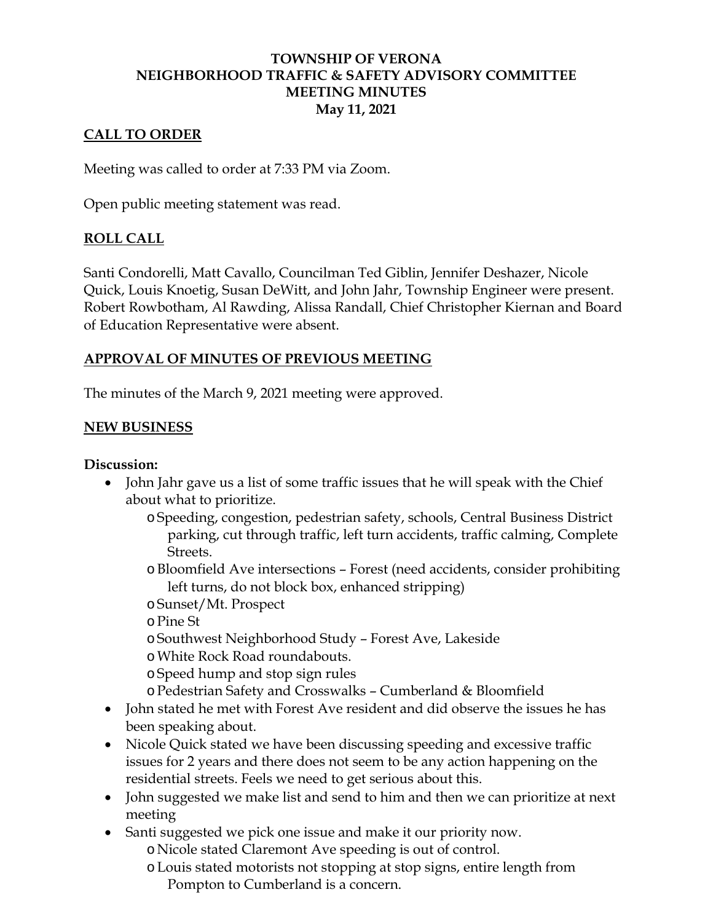# TOWNSHIP OF VERONA
# NEIGHBORHOOD TRAFFIC & SAFETY ADVISORY COMMITTEE
# MEETING MINUTES
# May 11, 2021

## CALL TO ORDER

Meeting was called to order at 7:33 PM via Zoom.

Open public meeting statement was read.

## ROLL CALL

Santi Condorelli, Matt Cavallo, Councilman Ted Giblin, Jennifer Deshazer, Nicole Quick, Louis Knoetig, Susan DeWitt, and John Jahr, Township Engineer were present. Robert Rowbotham, Al Rawding, Alissa Randall, Chief Christopher Kiernan and Board of Education Representative were absent.

## APPROVAL OF MINUTES OF PREVIOUS MEETING

The minutes of the March 9, 2021 meeting were approved.

## NEW BUSINESS

**Discussion:**

- John Jahr gave us a list of some traffic issues that he will speak with the Chief about what to prioritize.
  - Speeding, congestion, pedestrian safety, schools, Central Business District parking, cut through traffic, left turn accidents, traffic calming, Complete Streets.
  - Bloomfield Ave intersections – Forest (need accidents, consider prohibiting left turns, do not block box, enhanced stripping)
  - Sunset/Mt. Prospect
  - Pine St
  - Southwest Neighborhood Study – Forest Ave, Lakeside
  - White Rock Road roundabouts.
  - Speed hump and stop sign rules
  - Pedestrian Safety and Crosswalks – Cumberland & Bloomfield
- John stated he met with Forest Ave resident and did observe the issues he has been speaking about.
- Nicole Quick stated we have been discussing speeding and excessive traffic issues for 2 years and there does not seem to be any action happening on the residential streets. Feels we need to get serious about this.
- John suggested we make list and send to him and then we can prioritize at next meeting
- Santi suggested we pick one issue and make it our priority now.
  - Nicole stated Claremont Ave speeding is out of control.
  - Louis stated motorists not stopping at stop signs, entire length from Pompton to Cumberland is a concern.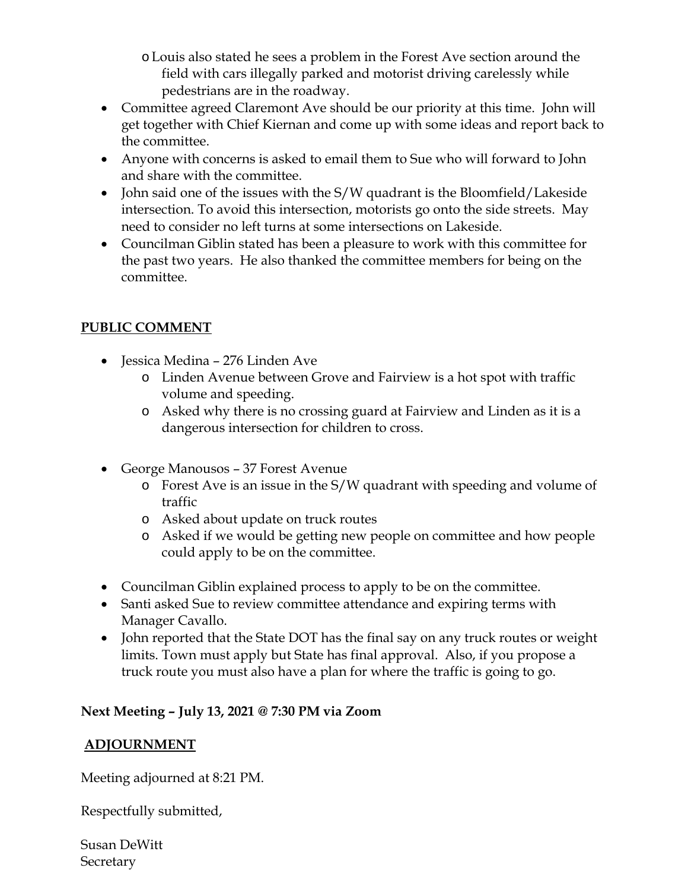- Louis also stated he sees a problem in the Forest Ave section around the field with cars illegally parked and motorist driving carelessly while pedestrians are in the roadway.
- Committee agreed Claremont Ave should be our priority at this time. John will get together with Chief Kiernan and come up with some ideas and report back to the committee.
- Anyone with concerns is asked to email them to Sue who will forward to John and share with the committee.
- John said one of the issues with the S/W quadrant is the Bloomfield/Lakeside intersection. To avoid this intersection, motorists go onto the side streets. May need to consider no left turns at some intersections on Lakeside.
- Councilman Giblin stated has been a pleasure to work with this committee for the past two years. He also thanked the committee members for being on the committee.

**PUBLIC COMMENT**

- Jessica Medina – 276 Linden Ave
  - Linden Avenue between Grove and Fairview is a hot spot with traffic volume and speeding.
  - Asked why there is no crossing guard at Fairview and Linden as it is a dangerous intersection for children to cross.

- George Manousos – 37 Forest Avenue
  - Forest Ave is an issue in the S/W quadrant with speeding and volume of traffic
  - Asked about update on truck routes
  - Asked if we would be getting new people on committee and how people could apply to be on the committee.

- Councilman Giblin explained process to apply to be on the committee.
- Santi asked Sue to review committee attendance and expiring terms with Manager Cavallo.
- John reported that the State DOT has the final say on any truck routes or weight limits. Town must apply but State has final approval. Also, if you propose a truck route you must also have a plan for where the traffic is going to go.

**Next Meeting – July 13, 2021 @ 7:30 PM via Zoom**

**ADJOURNMENT**

Meeting adjourned at 8:21 PM.

Respectfully submitted,

Susan DeWitt
Secretary